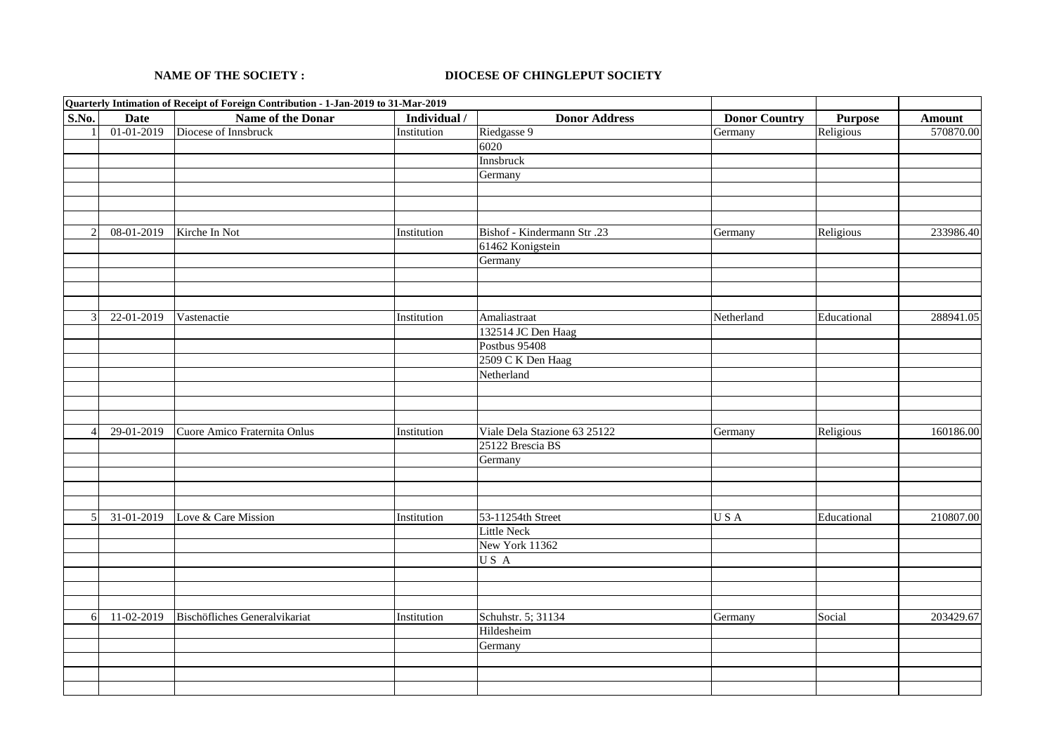**NAME OF THE SOCIETY :** **DIOCESE OF CHINGLEPUT SOCIETY**

| Quarterly Intimation of Receipt of Foreign Contribution - 1-Jan-2019 to 31-Mar-2019 | | | | | | | |
|---|---|---|---|---|---|---|---|
| **S.No.** | **Date** | **Name of the Donar** | **Individual /** | **Donor Address** | **Donor Country** | **Purpose** | **Amount** |
| 1 | 01-01-2019 | Diocese of Innsbruck | Institution | Riedgasse 9 | Germany | Religious | 570870.00 |
| | | | | 6020 | | | |
| | | | | Innsbruck | | | |
| | | | | Germany | | | |
| 2 | 08-01-2019 | Kirche In Not | Institution | Bishof - Kindermann Str .23 | Germany | Religious | 233986.40 |
| | | | | 61462 Konigstein | | | |
| | | | | Germany | | | |
| 3 | 22-01-2019 | Vastenactie | Institution | Amaliastraat | Netherland | Educational | 288941.05 |
| | | | | 132514 JC Den Haag | | | |
| | | | | Postbus 95408 | | | |
| | | | | 2509 C K Den Haag | | | |
| | | | | Netherland | | | |
| 4 | 29-01-2019 | Cuore Amico Fraternita Onlus | Institution | Viale Dela Stazione 63 25122 | Germany | Religious | 160186.00 |
| | | | | 25122 Brescia BS | | | |
| | | | | Germany | | | |
| 5 | 31-01-2019 | Love & Care Mission | Institution | 53-11254th Street | U S A | Educational | 210807.00 |
| | | | | Little Neck | | | |
| | | | | New York 11362 | | | |
| | | | | U S A | | | |
| 6 | 11-02-2019 | Bischöfliches Generalvikariat | Institution | Schuhstr. 5; 31134 | Germany | Social | 203429.67 |
| | | | | Hildesheim | | | |
| | | | | Germany | | | |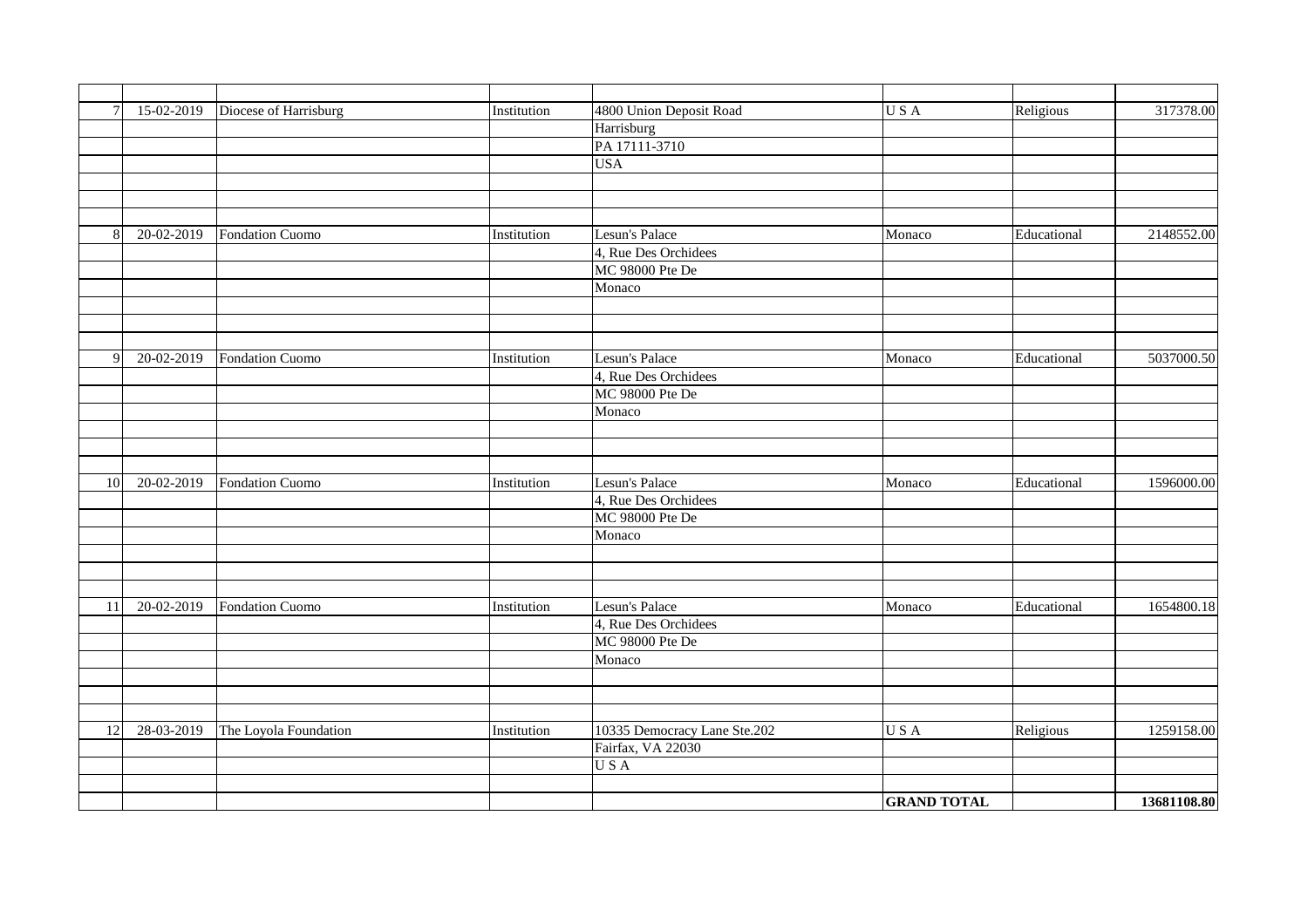| | | | | | | | |
|---|---|---|---|---|---|---|---|
| 7 | 15-02-2019 | Diocese of Harrisburg | Institution | 4800 Union Deposit Road | U S A | Religious | 317378.00 |
| | | | | Harrisburg | | | |
| | | | | PA 17111-3710 | | | |
| | | | | USA | | | |
| | | | | | | | |
| | | | | | | | |
| | | | | | | | |
| 8 | 20-02-2019 | Fondation Cuomo | Institution | Lesun's Palace | Monaco | Educational | 2148552.00 |
| | | | | 4, Rue Des Orchidees | | | |
| | | | | MC 98000 Pte De | | | |
| | | | | Monaco | | | |
| | | | | | | | |
| | | | | | | | |
| | | | | | | | |
| 9 | 20-02-2019 | Fondation Cuomo | Institution | Lesun's Palace | Monaco | Educational | 5037000.50 |
| | | | | 4, Rue Des Orchidees | | | |
| | | | | MC 98000 Pte De | | | |
| | | | | Monaco | | | |
| | | | | | | | |
| | | | | | | | |
| | | | | | | | |
| 10 | 20-02-2019 | Fondation Cuomo | Institution | Lesun's Palace | Monaco | Educational | 1596000.00 |
| | | | | 4, Rue Des Orchidees | | | |
| | | | | MC 98000 Pte De | | | |
| | | | | Monaco | | | |
| | | | | | | | |
| | | | | | | | |
| | | | | | | | |
| 11 | 20-02-2019 | Fondation Cuomo | Institution | Lesun's Palace | Monaco | Educational | 1654800.18 |
| | | | | 4, Rue Des Orchidees | | | |
| | | | | MC 98000 Pte De | | | |
| | | | | Monaco | | | |
| | | | | | | | |
| | | | | | | | |
| | | | | | | | |
| 12 | 28-03-2019 | The Loyola Foundation | Institution | 10335 Democracy Lane Ste.202 | U S A | Religious | 1259158.00 |
| | | | | Fairfax, VA 22030 | | | |
| | | | | U S A | | | |
| | | | | | | | |
| | | | | | **GRAND TOTAL** | | **13681108.80** |